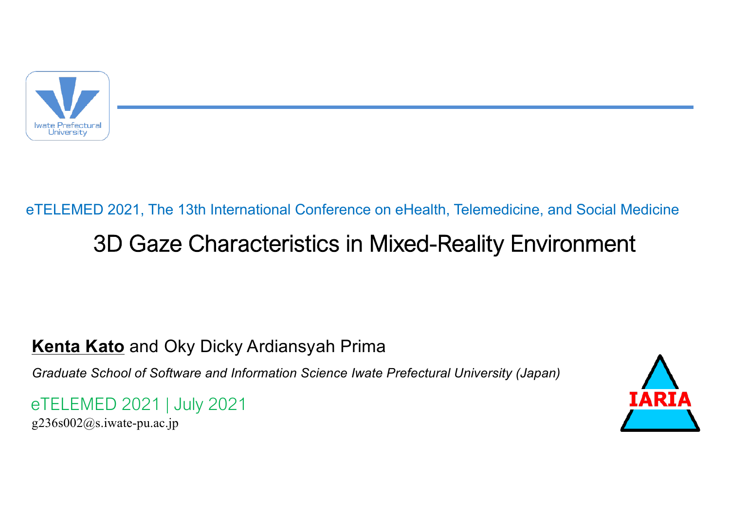Iwate Prefectural University

eTELEMED 2021, The 13th International Conference on eHealth, Telemedicine, and Social Medicine

# 3D Gaze Characteristics in Mixed-Reality Environment

**Kenta Kato** and Oky Dicky Ardiansyah Prima

*Graduate School of Software and Information Science Iwate Prefectural University (Japan)*

eTELEMED 2021 | July 2021

g236s002@s.iwate-pu.ac.jp

IARIA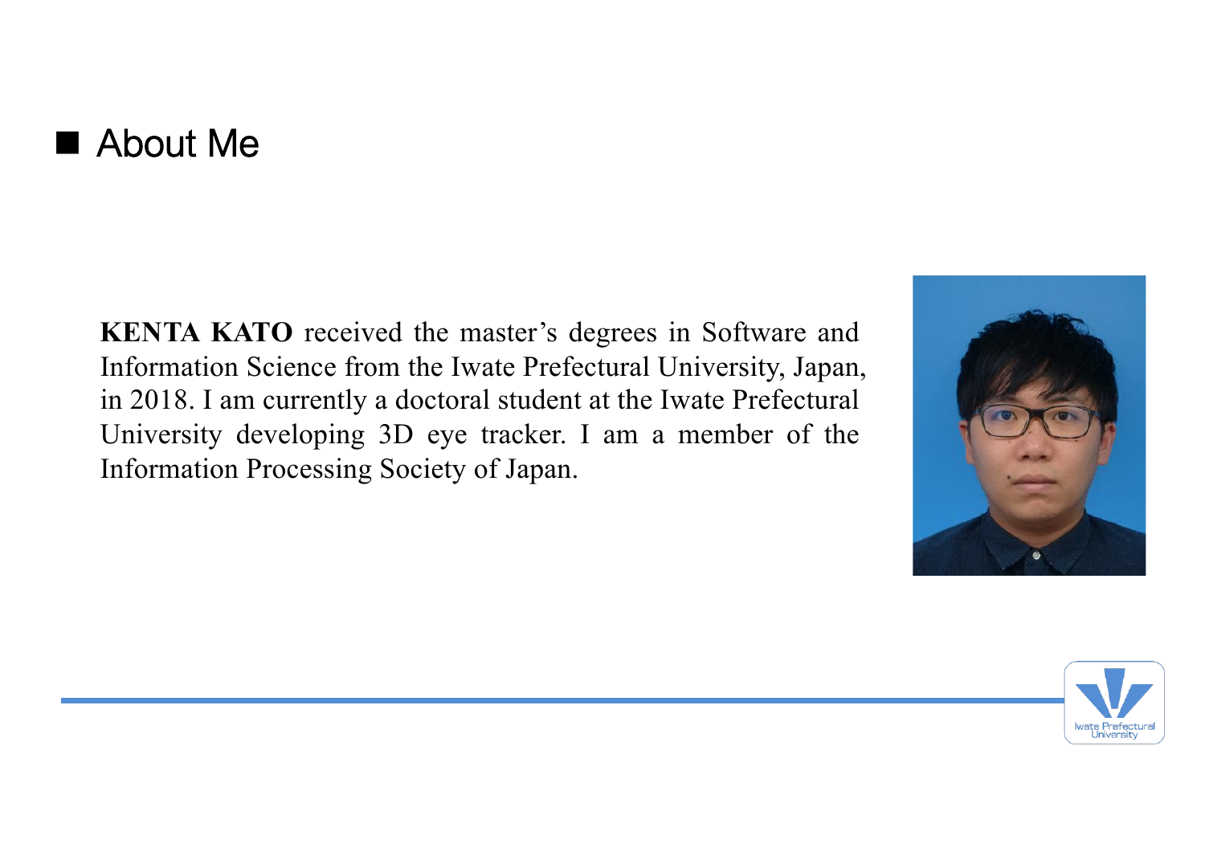## ■ About Me

**KENTA KATO** received the master's degrees in Software and Information Science from the Iwate Prefectural University, Japan, in 2018. I am currently a doctoral student at the Iwate Prefectural University developing 3D eye tracker. I am a member of the Information Processing Society of Japan.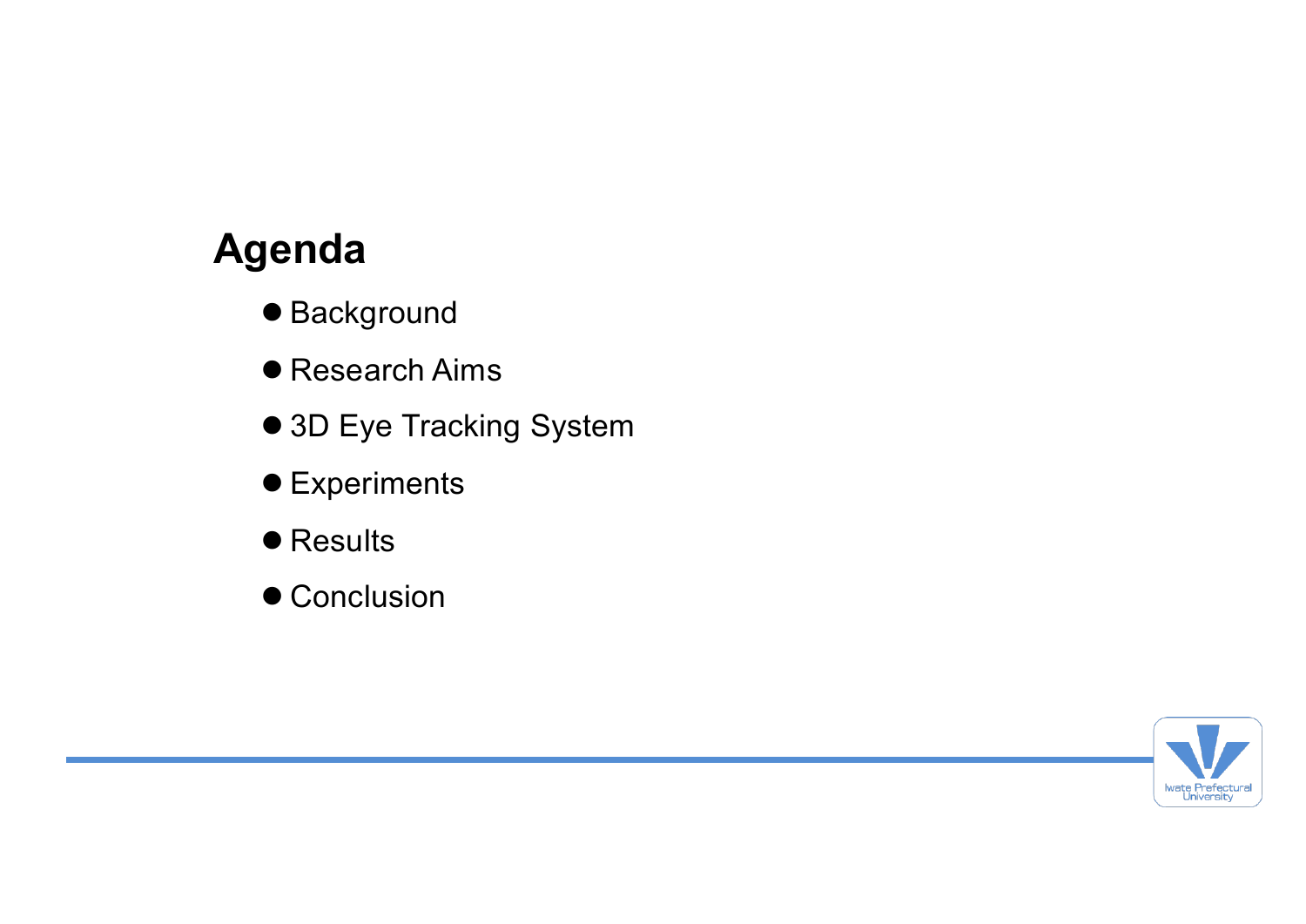## Agenda

- Background
- Research Aims
- 3D Eye Tracking System
- Experiments
- Results
- Conclusion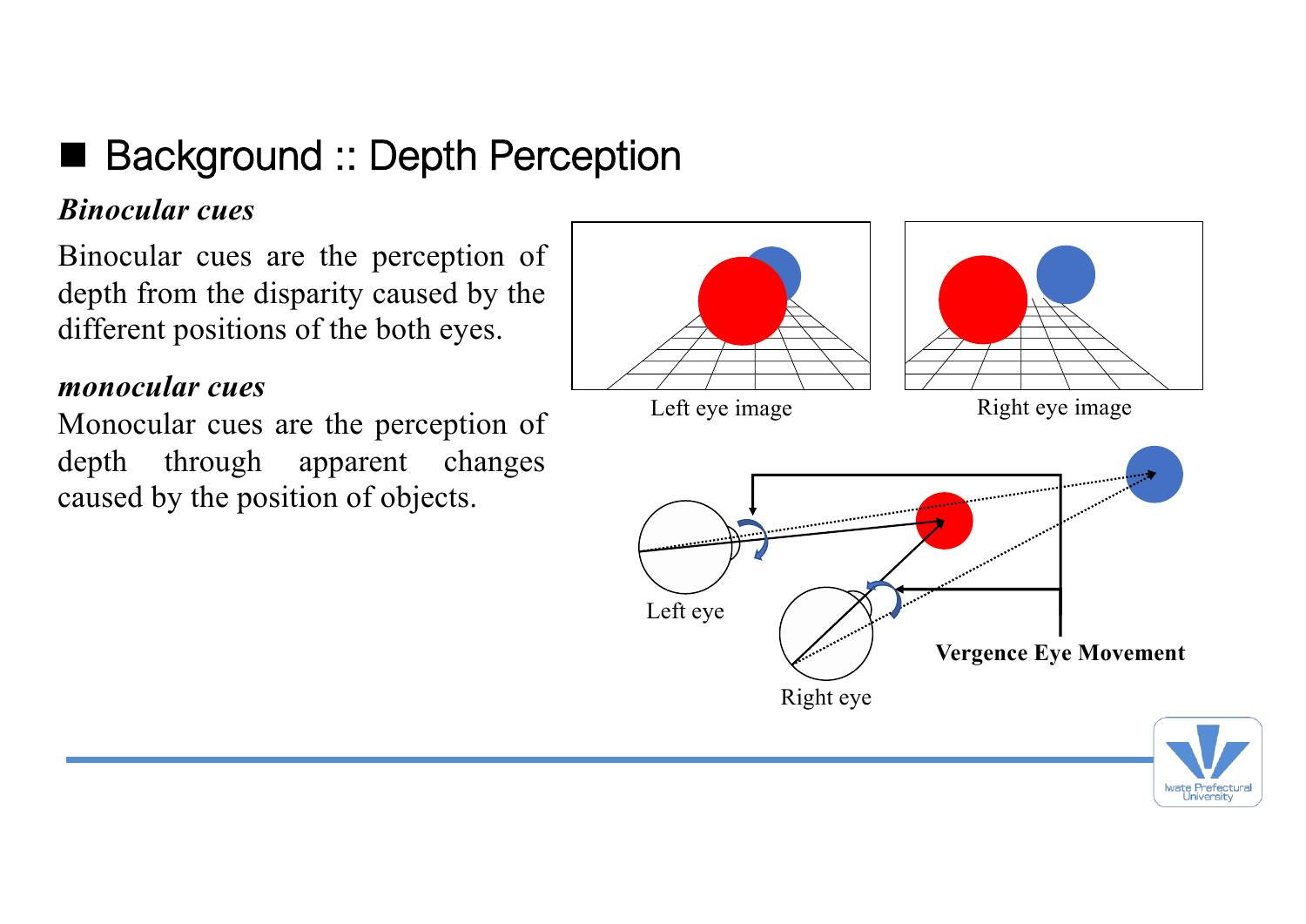# Background :: Depth Perception

### *Binocular cues*

Binocular cues are the perception of depth from the disparity caused by the different positions of the both eyes.

### *monocular cues*

Monocular cues are the perception of depth through apparent changes caused by the position of objects.

Left eye image

Right eye image

Left eye

Right eye

**Vergence Eye Movement**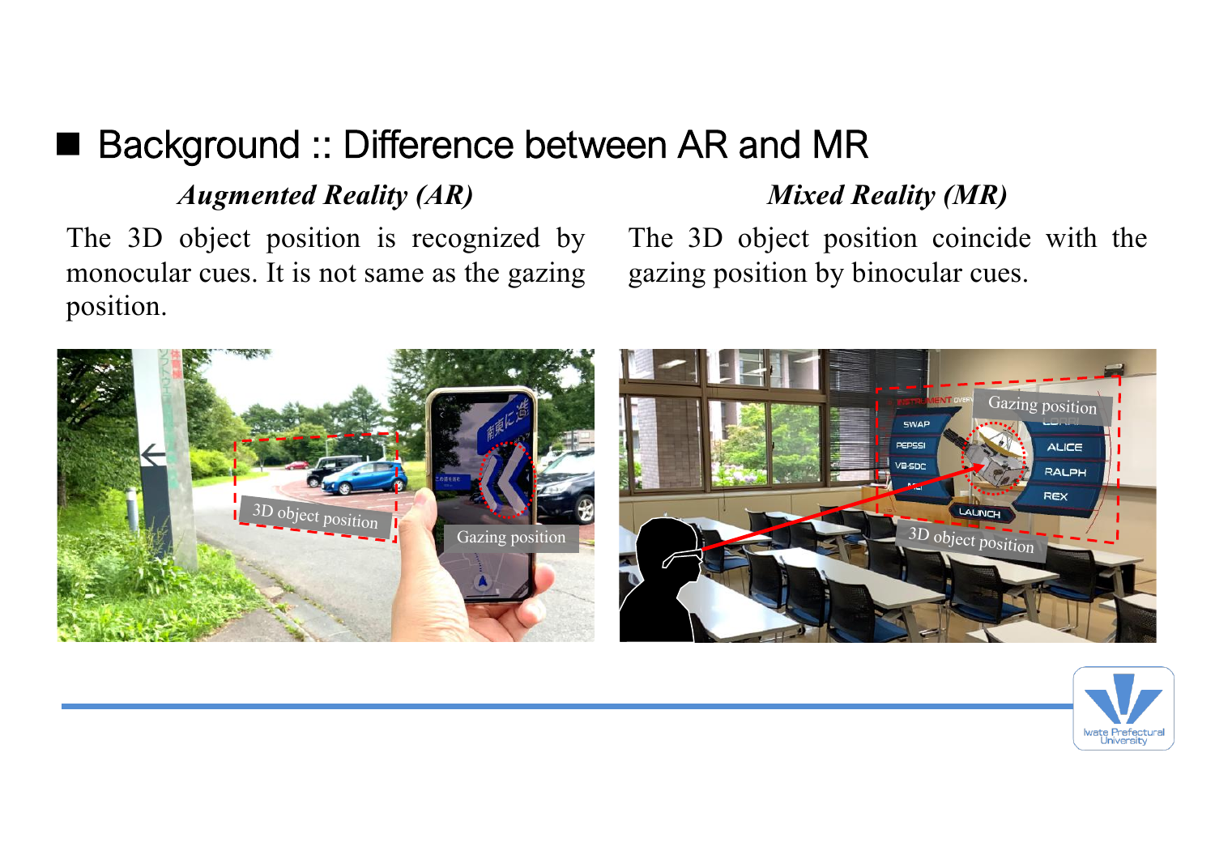## ■ Background :: Difference between AR and MR

***Augmented Reality (AR)***

The 3D object position is recognized by monocular cues. It is not same as the gazing position.

***Mixed Reality (MR)***

The 3D object position coincide with the gazing position by binocular cues.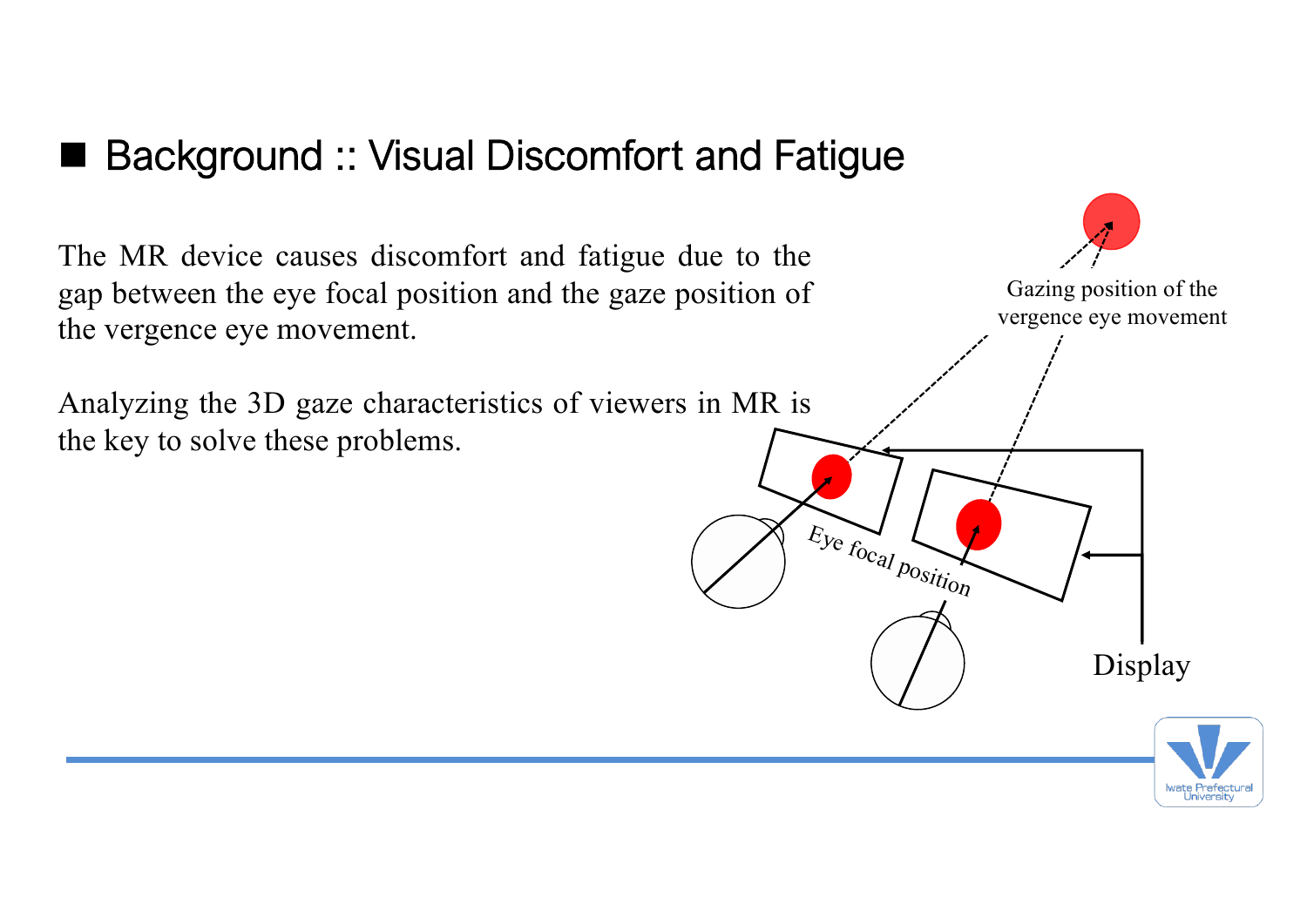## Background :: Visual Discomfort and Fatigue

The MR device causes discomfort and fatigue due to the gap between the eye focal position and the gaze position of the vergence eye movement.

Analyzing the 3D gaze characteristics of viewers in MR is the key to solve these problems.

Gazing position of the vergence eye movement

Eye focal position

Display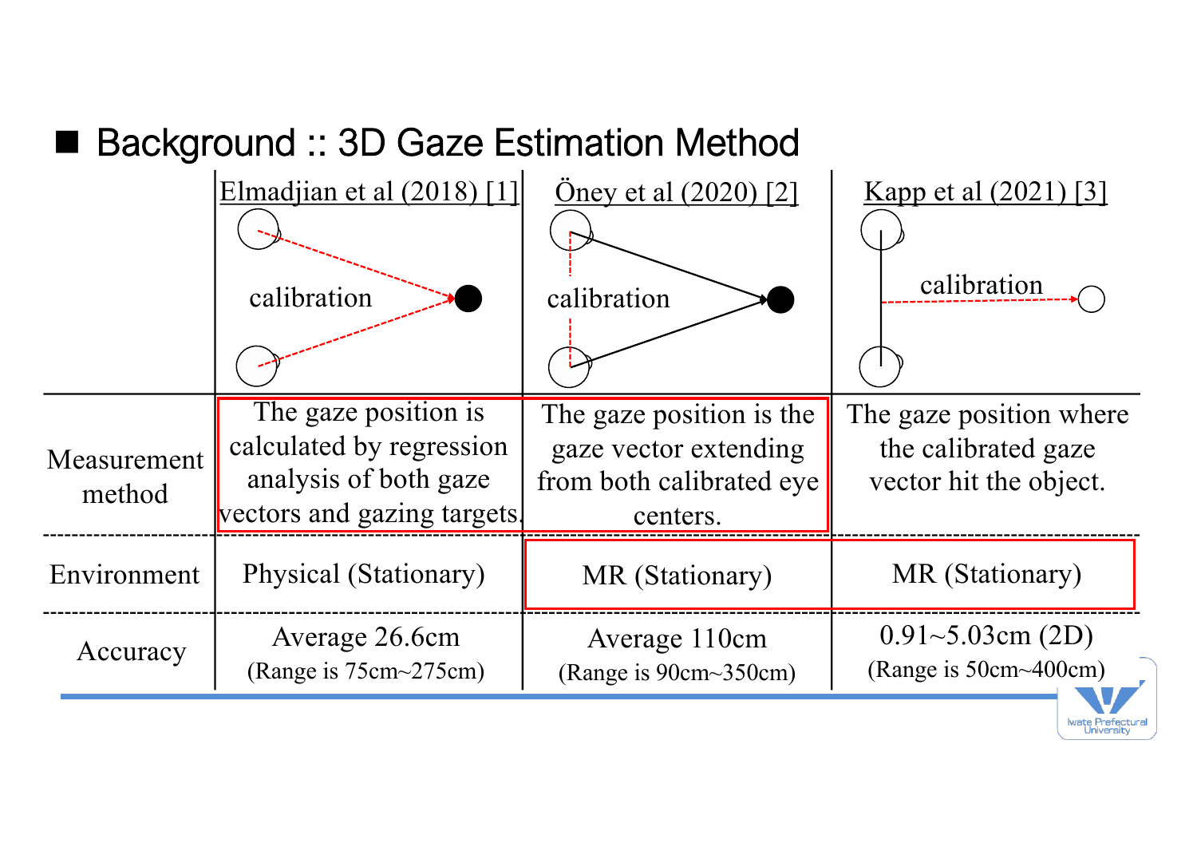## ■ Background :: 3D Gaze Estimation Method

| | Elmadjian et al (2018) [1] | Öney et al (2020) [2] | Kapp et al (2021) [3] |
|---|---|---|---|
| | calibration | calibration | calibration |
| Measurement method | The gaze position is calculated by regression analysis of both gaze vectors and gazing targets. | The gaze position is the gaze vector extending from both calibrated eye centers. | The gaze position where the calibrated gaze vector hit the object. |
| Environment | Physical (Stationary) | MR (Stationary) | MR (Stationary) |
| Accuracy | Average 26.6cm (Range is 75cm~275cm) | Average 110cm (Range is 90cm~350cm) | 0.91~5.03cm (2D) (Range is 50cm~400cm) |

Iwate Prefectural University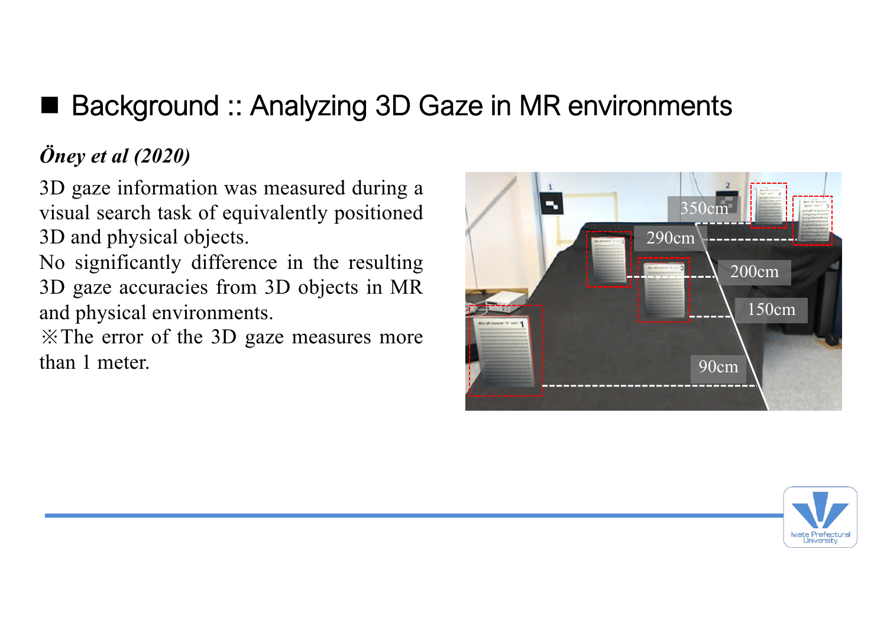## Background :: Analyzing 3D Gaze in MR environments

***Öney et al (2020)***

3D gaze information was measured during a visual search task of equivalently positioned 3D and physical objects.

No significantly difference in the resulting 3D gaze accuracies from 3D objects in MR and physical environments.

※The error of the 3D gaze measures more than 1 meter.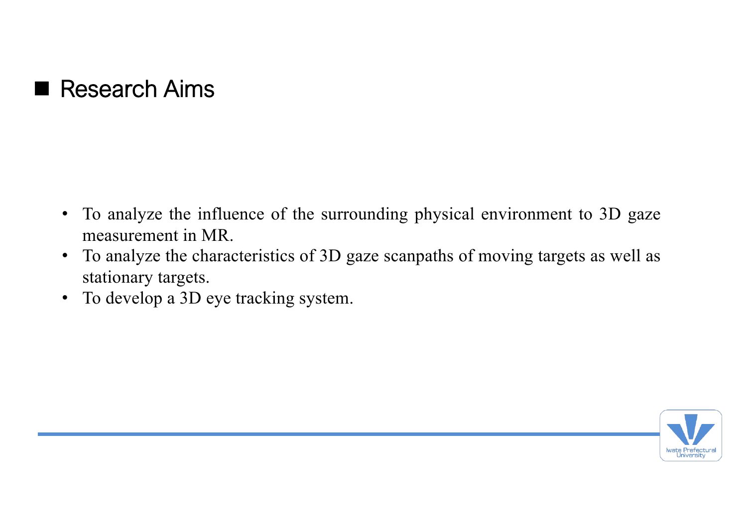## Research Aims

- To analyze the influence of the surrounding physical environment to 3D gaze measurement in MR.
- To analyze the characteristics of 3D gaze scanpaths of moving targets as well as stationary targets.
- To develop a 3D eye tracking system.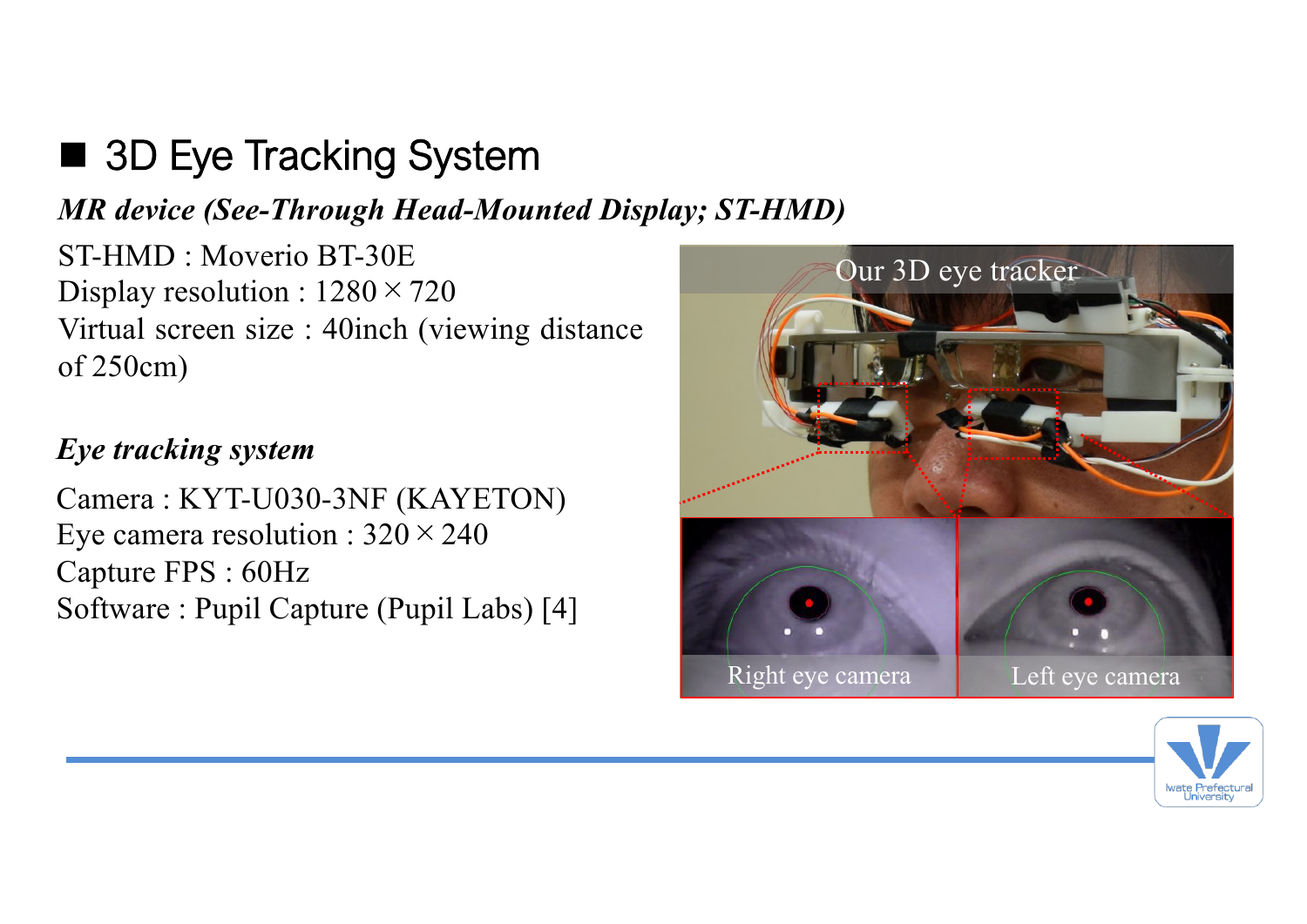# ■ 3D Eye Tracking System

***MR device (See-Through Head-Mounted Display; ST-HMD)***

ST-HMD : Moverio BT-30E
Display resolution : 1280 × 720
Virtual screen size : 40inch (viewing distance of 250cm)

***Eye tracking system***

Camera : KYT-U030-3NF (KAYETON)
Eye camera resolution : 320 × 240
Capture FPS : 60Hz
Software : Pupil Capture (Pupil Labs) [4]

Our 3D eye tracker

Right eye camera

Left eye camera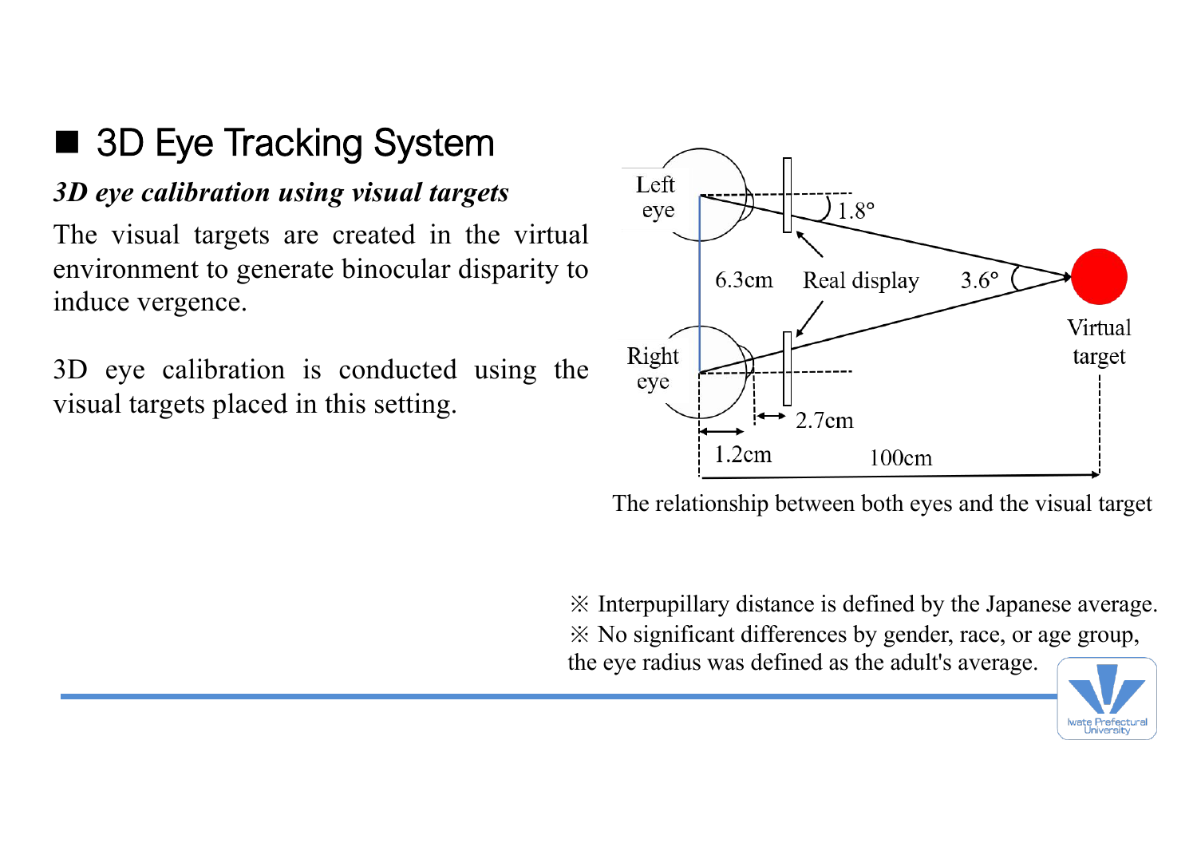## 3D Eye Tracking System

***3D eye calibration using visual targets***

The visual targets are created in the virtual environment to generate binocular disparity to induce vergence.

3D eye calibration is conducted using the visual targets placed in this setting.

Left eye

Right eye

1.8°

6.3cm

Real display

3.6°

Virtual target

2.7cm

1.2cm

100cm

The relationship between both eyes and the visual target

※ Interpupillary distance is defined by the Japanese average.

※ No significant differences by gender, race, or age group, the eye radius was defined as the adult's average.

Iwate Prefectural University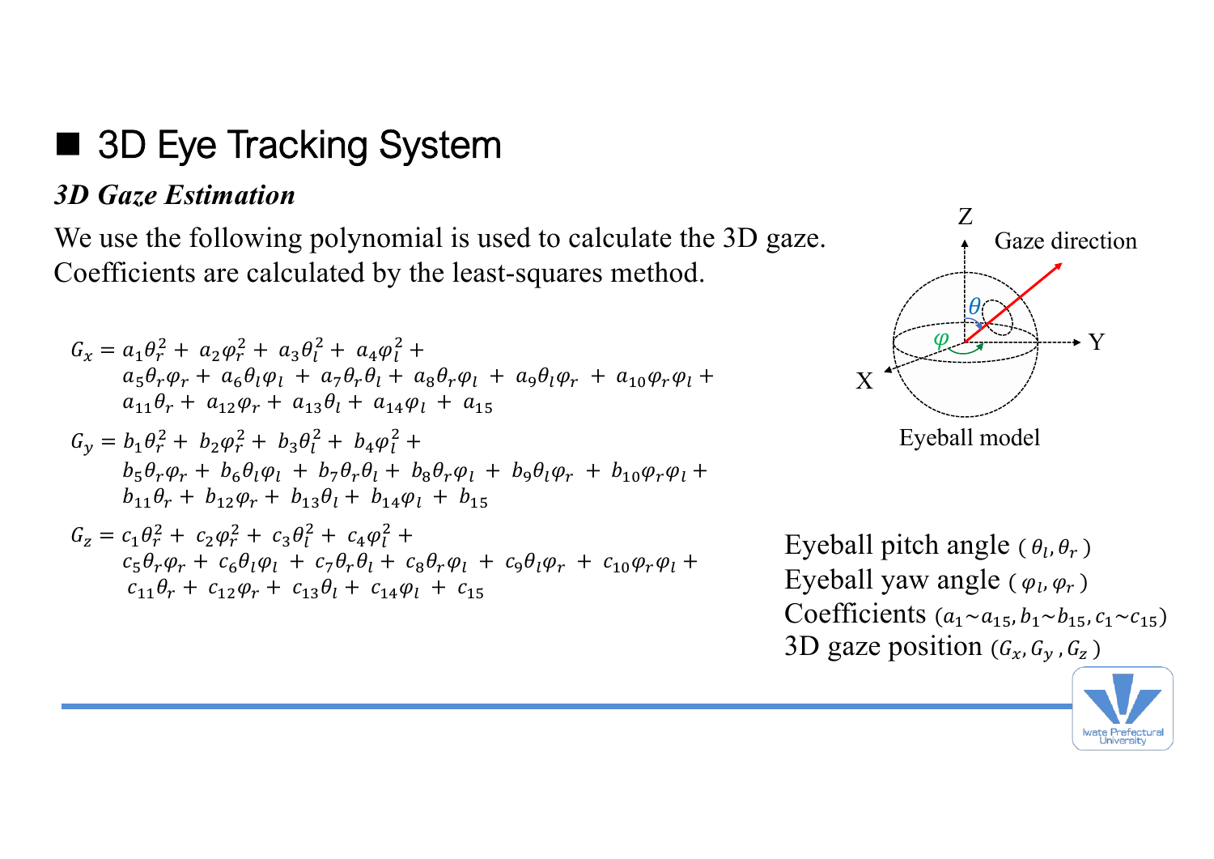## ■ 3D Eye Tracking System

### *3D Gaze Estimation*

We use the following polynomial is used to calculate the 3D gaze.
Coefficients are calculated by the least-squares method.

$$
\begin{aligned}
G_x = {} & a_1\theta_r^2 + a_2\varphi_r^2 + a_3\theta_l^2 + a_4\varphi_l^2 + \\
& a_5\theta_r\varphi_r + a_6\theta_l\varphi_l + a_7\theta_r\theta_l + a_8\theta_r\varphi_l + a_9\theta_l\varphi_r + a_{10}\varphi_r\varphi_l + \\
& a_{11}\theta_r + a_{12}\varphi_r + a_{13}\theta_l + a_{14}\varphi_l + a_{15}
\end{aligned}
$$

$$
\begin{aligned}
G_y = {} & b_1\theta_r^2 + b_2\varphi_r^2 + b_3\theta_l^2 + b_4\varphi_l^2 + \\
& b_5\theta_r\varphi_r + b_6\theta_l\varphi_l + b_7\theta_r\theta_l + b_8\theta_r\varphi_l + b_9\theta_l\varphi_r + b_{10}\varphi_r\varphi_l + \\
& b_{11}\theta_r + b_{12}\varphi_r + b_{13}\theta_l + b_{14}\varphi_l + b_{15}
\end{aligned}
$$

$$
\begin{aligned}
G_z = {} & c_1\theta_r^2 + c_2\varphi_r^2 + c_3\theta_l^2 + c_4\varphi_l^2 + \\
& c_5\theta_r\varphi_r + c_6\theta_l\varphi_l + c_7\theta_r\theta_l + c_8\theta_r\varphi_l + c_9\theta_l\varphi_r + c_{10}\varphi_r\varphi_l + \\
& c_{11}\theta_r + c_{12}\varphi_r + c_{13}\theta_l + c_{14}\varphi_l + c_{15}
\end{aligned}
$$

Z, Y, X, $\theta$, $\varphi$, Gaze direction

Eyeball model

Eyeball pitch angle ( $\theta_l, \theta_r$ )
Eyeball yaw angle ( $\varphi_l, \varphi_r$ )
Coefficients ($a_1 \sim a_{15}, b_1 \sim b_{15}, c_1 \sim c_{15}$)
3D gaze position ($G_x, G_y, G_z$ )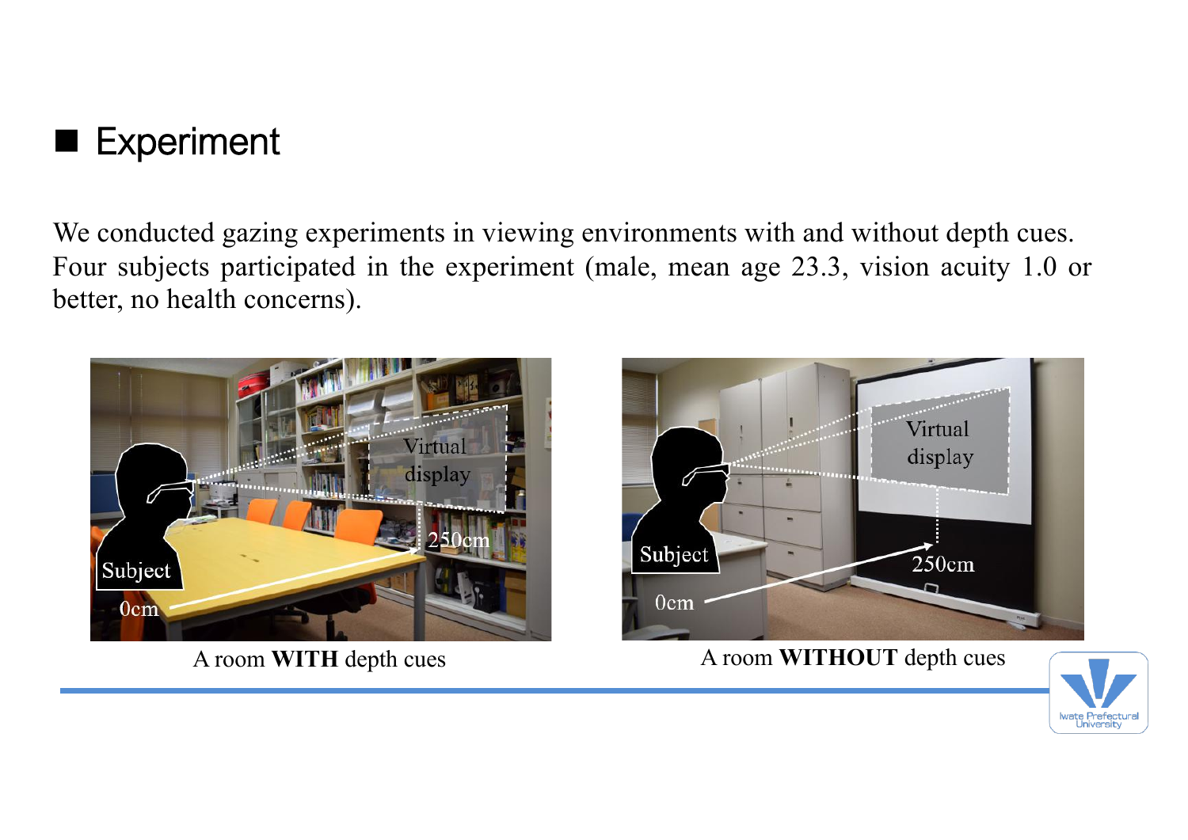## ■ Experiment

We conducted gazing experiments in viewing environments with and without depth cues. Four subjects participated in the experiment (male, mean age 23.3, vision acuity 1.0 or better, no health concerns).

A room **WITH** depth cues

A room **WITHOUT** depth cues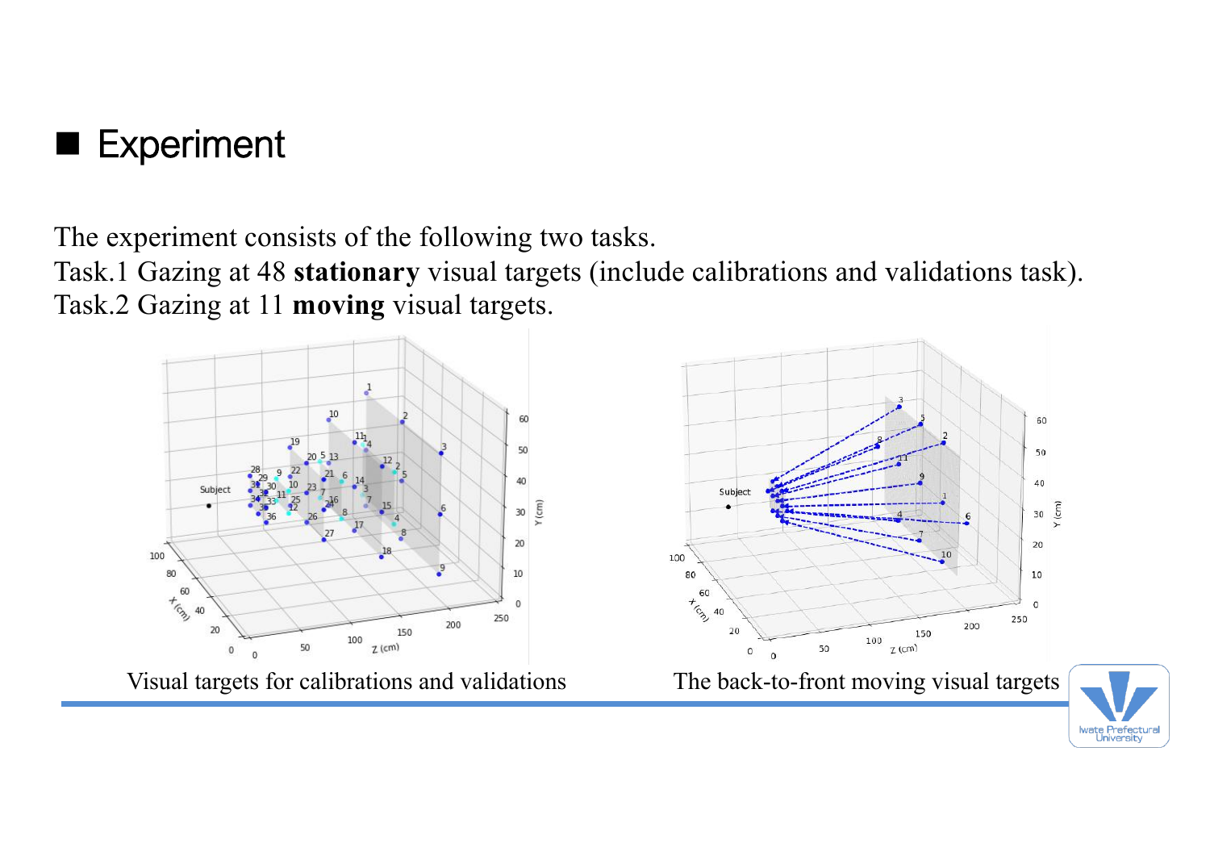## Experiment

The experiment consists of the following two tasks.
Task.1 Gazing at 48 **stationary** visual targets (include calibrations and validations task).
Task.2 Gazing at 11 **moving** visual targets.

Visual targets for calibrations and validations

The back-to-front moving visual targets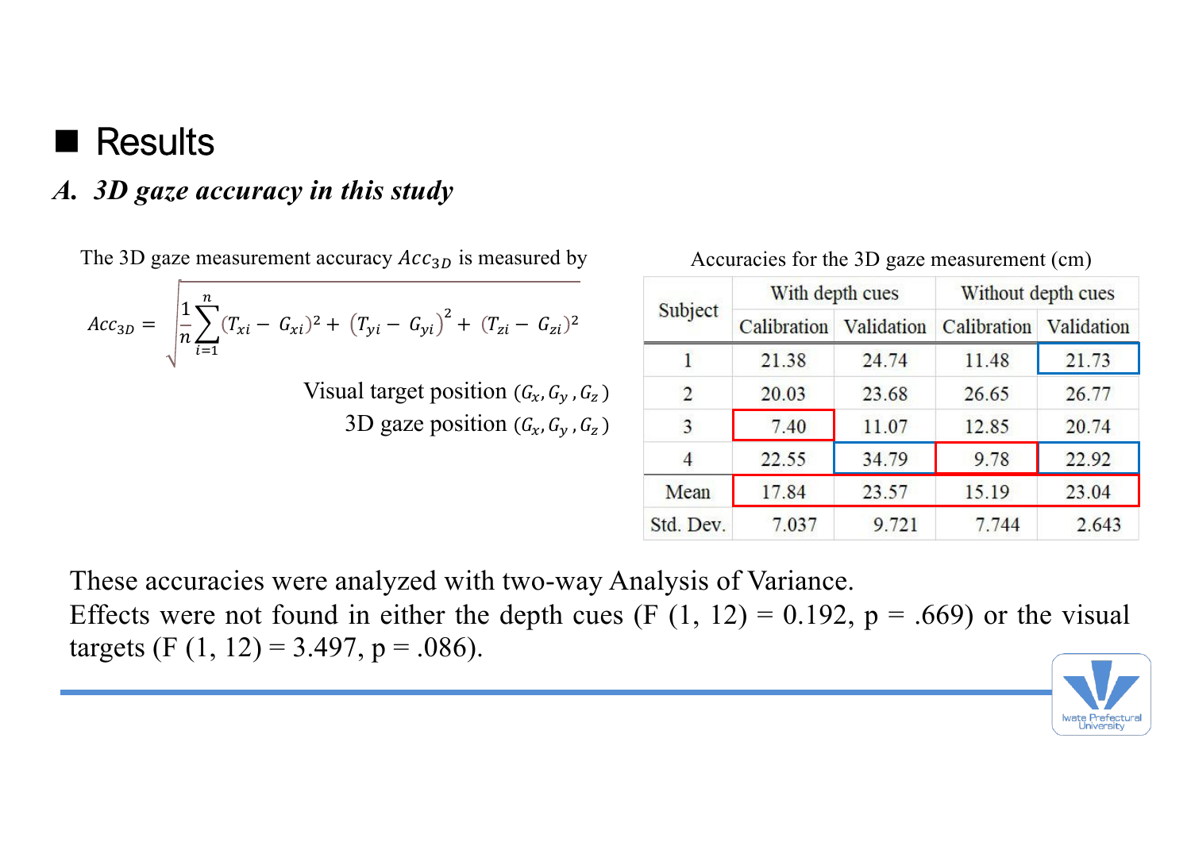## ■ Results

### *A. 3D gaze accuracy in this study*

The 3D gaze measurement accuracy $Acc_{3D}$ is measured by

$$Acc_{3D} = \sqrt{\frac{1}{n}\sum_{i=1}^{n}(T_{xi} - G_{xi})^2 + (T_{yi} - G_{yi})^2 + (T_{zi} - G_{zi})^2}$$

Visual target position $(G_x, G_y, G_z)$

3D gaze position $(G_x, G_y, G_z)$

Accuracies for the 3D gaze measurement (cm)

| Subject | With depth cues | | Without depth cues | |
|---|---|---|---|---|
| | Calibration | Validation | Calibration | Validation |
| 1 | 21.38 | 24.74 | 11.48 | 21.73 |
| 2 | 20.03 | 23.68 | 26.65 | 26.77 |
| 3 | 7.40 | 11.07 | 12.85 | 20.74 |
| 4 | 22.55 | 34.79 | 9.78 | 22.92 |
| Mean | 17.84 | 23.57 | 15.19 | 23.04 |
| Std. Dev. | 7.037 | 9.721 | 7.744 | 2.643 |

These accuracies were analyzed with two-way Analysis of Variance.
Effects were not found in either the depth cues ($F(1, 12) = 0.192$, $p = .669$) or the visual targets ($F(1, 12) = 3.497$, $p = .086$).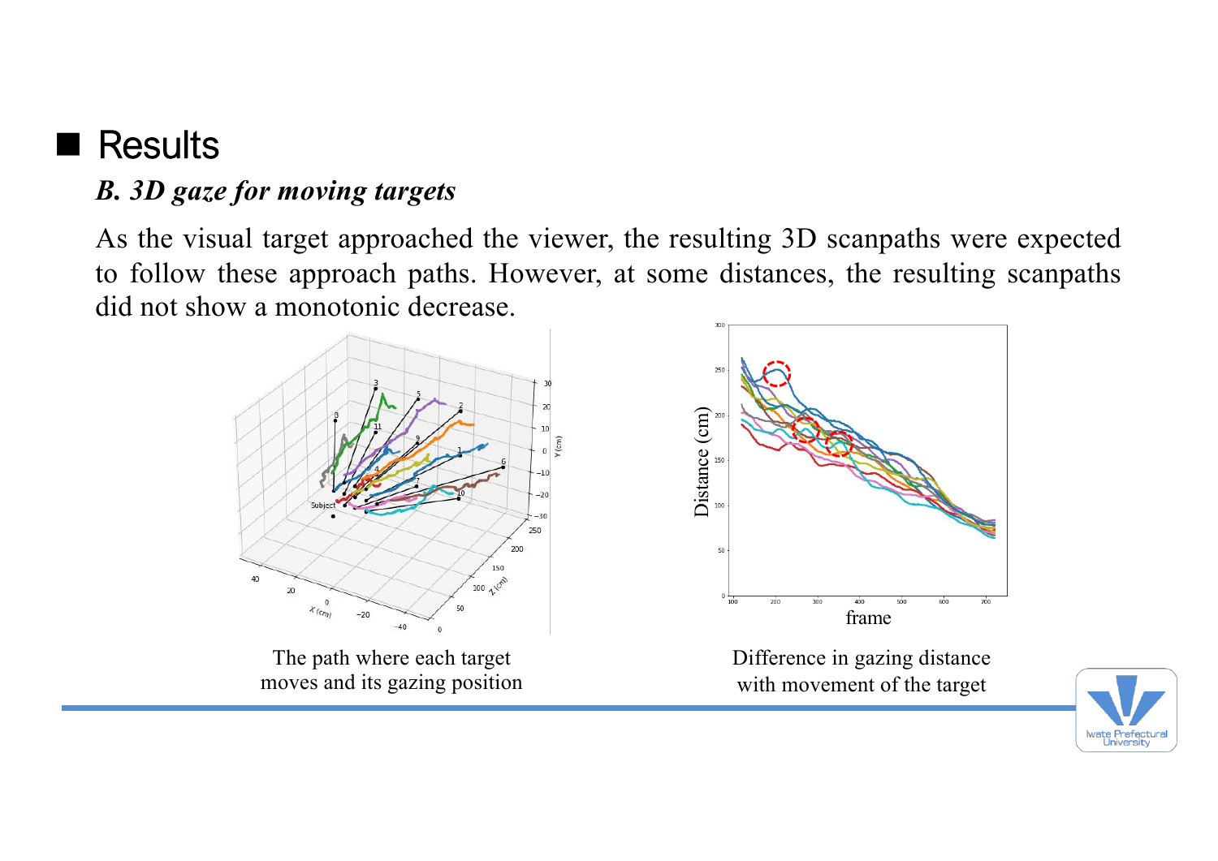## Results

### *B. 3D gaze for moving targets*

As the visual target approached the viewer, the resulting 3D scanpaths were expected to follow these approach paths. However, at some distances, the resulting scanpaths did not show a monotonic decrease.

The path where each target moves and its gazing position

Difference in gazing distance with movement of the target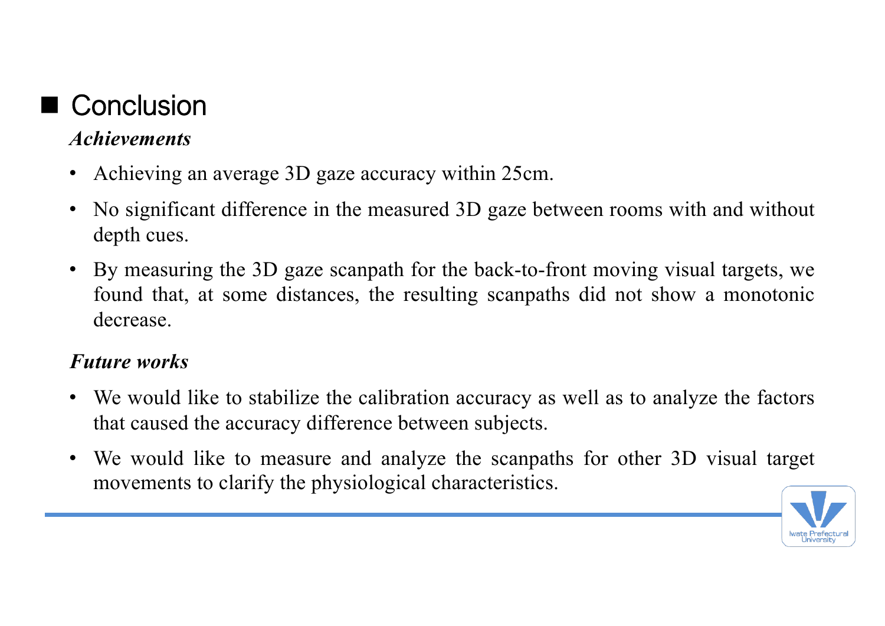## Conclusion

*Achievements*

- Achieving an average 3D gaze accuracy within 25cm.
- No significant difference in the measured 3D gaze between rooms with and without depth cues.
- By measuring the 3D gaze scanpath for the back-to-front moving visual targets, we found that, at some distances, the resulting scanpaths did not show a monotonic decrease.

*Future works*

- We would like to stabilize the calibration accuracy as well as to analyze the factors that caused the accuracy difference between subjects.
- We would like to measure and analyze the scanpaths for other 3D visual target movements to clarify the physiological characteristics.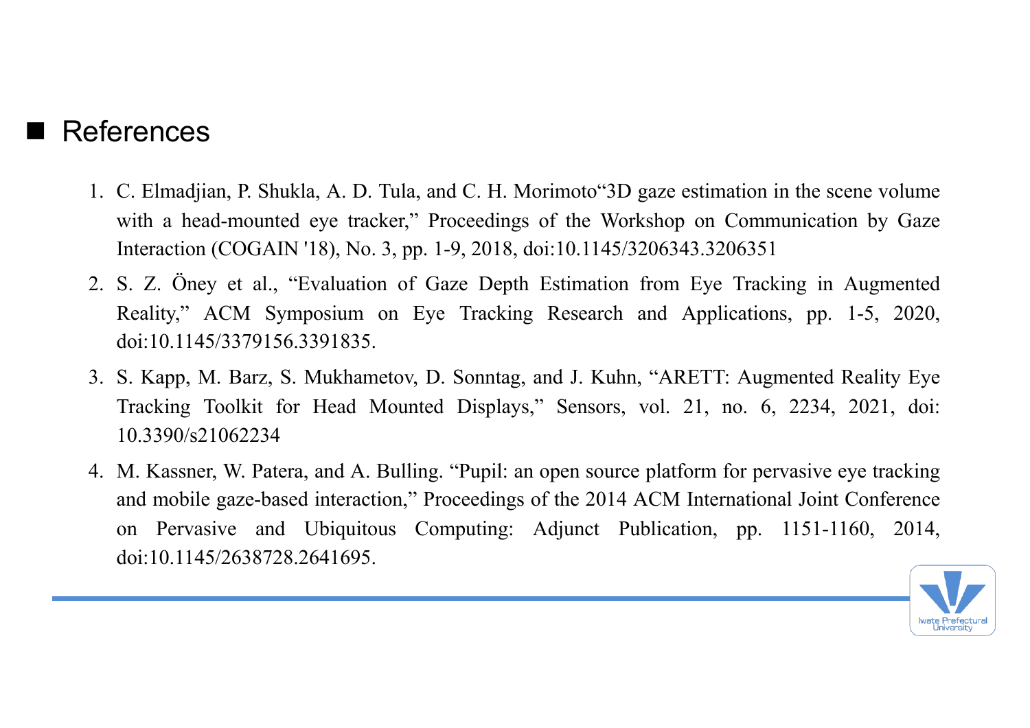## References

1. C. Elmadjian, P. Shukla, A. D. Tula, and C. H. Morimoto“3D gaze estimation in the scene volume with a head-mounted eye tracker,” Proceedings of the Workshop on Communication by Gaze Interaction (COGAIN '18), No. 3, pp. 1-9, 2018, doi:10.1145/3206343.3206351
2. S. Z. Öney et al., “Evaluation of Gaze Depth Estimation from Eye Tracking in Augmented Reality,” ACM Symposium on Eye Tracking Research and Applications, pp. 1-5, 2020, doi:10.1145/3379156.3391835.
3. S. Kapp, M. Barz, S. Mukhametov, D. Sonntag, and J. Kuhn, “ARETT: Augmented Reality Eye Tracking Toolkit for Head Mounted Displays,” Sensors, vol. 21, no. 6, 2234, 2021, doi: 10.3390/s21062234
4. M. Kassner, W. Patera, and A. Bulling. “Pupil: an open source platform for pervasive eye tracking and mobile gaze-based interaction,” Proceedings of the 2014 ACM International Joint Conference on Pervasive and Ubiquitous Computing: Adjunct Publication, pp. 1151-1160, 2014, doi:10.1145/2638728.2641695.